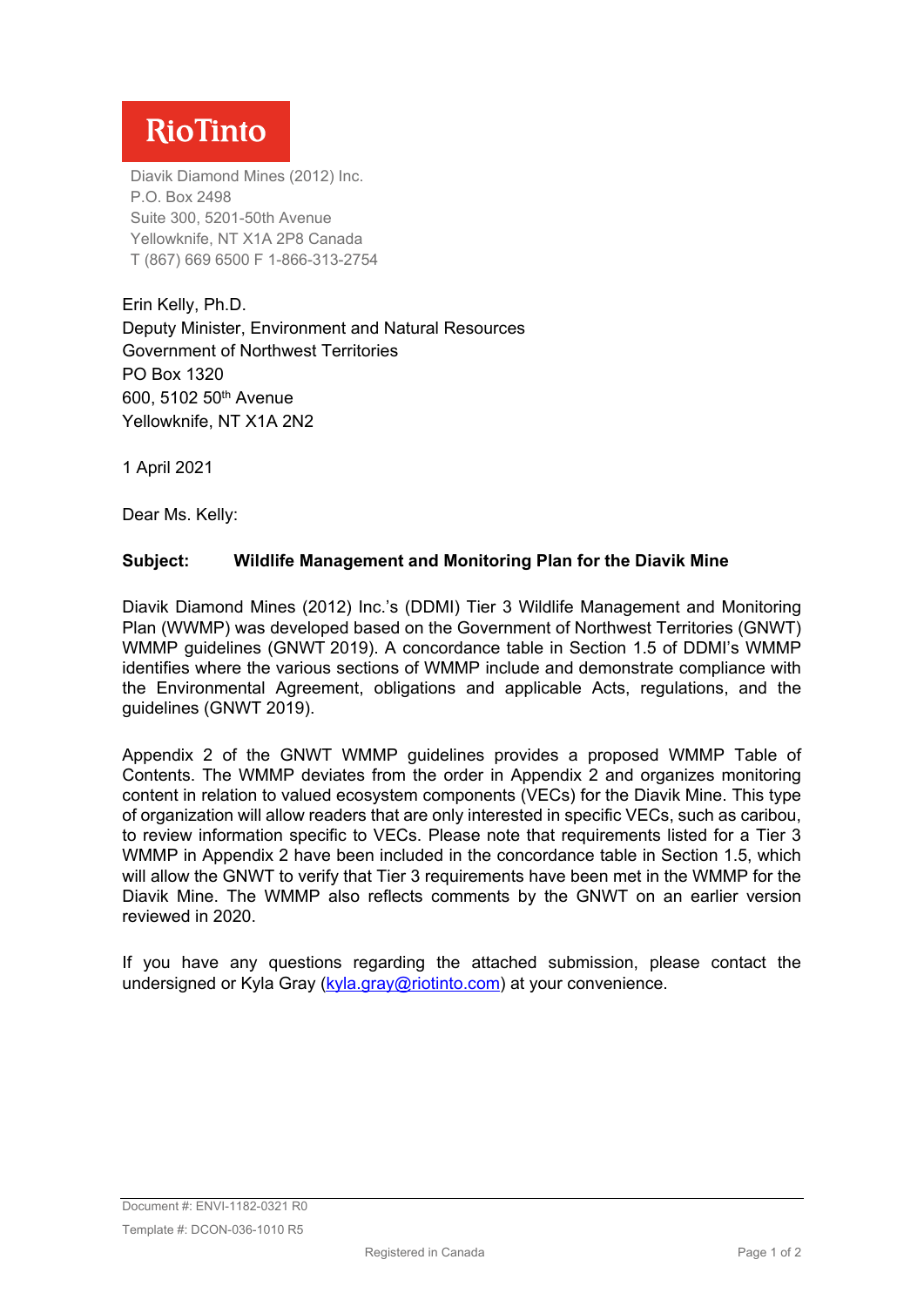**RioTinto**

Diavik Diamond Mines (2012) Inc.
P.O. Box 2498
Suite 300, 5201-50th Avenue
Yellowknife, NT X1A 2P8 Canada
T (867) 669 6500 F 1-866-313-2754

Erin Kelly, Ph.D.
Deputy Minister, Environment and Natural Resources
Government of Northwest Territories
PO Box 1320
600, 5102 50th Avenue
Yellowknife, NT X1A 2N2

1 April 2021

Dear Ms. Kelly:

**Subject: Wildlife Management and Monitoring Plan for the Diavik Mine**

Diavik Diamond Mines (2012) Inc.'s (DDMI) Tier 3 Wildlife Management and Monitoring Plan (WWMP) was developed based on the Government of Northwest Territories (GNWT) WMMP guidelines (GNWT 2019). A concordance table in Section 1.5 of DDMI's WMMP identifies where the various sections of WMMP include and demonstrate compliance with the Environmental Agreement, obligations and applicable Acts, regulations, and the guidelines (GNWT 2019).

Appendix 2 of the GNWT WMMP guidelines provides a proposed WMMP Table of Contents. The WMMP deviates from the order in Appendix 2 and organizes monitoring content in relation to valued ecosystem components (VECs) for the Diavik Mine. This type of organization will allow readers that are only interested in specific VECs, such as caribou, to review information specific to VECs. Please note that requirements listed for a Tier 3 WMMP in Appendix 2 have been included in the concordance table in Section 1.5, which will allow the GNWT to verify that Tier 3 requirements have been met in the WMMP for the Diavik Mine. The WMMP also reflects comments by the GNWT on an earlier version reviewed in 2020.

If you have any questions regarding the attached submission, please contact the undersigned or Kyla Gray (kyla.gray@riotinto.com) at your convenience.

Document #: ENVI-1182-0321 R0
Template #: DCON-036-1010 R5

Registered in Canada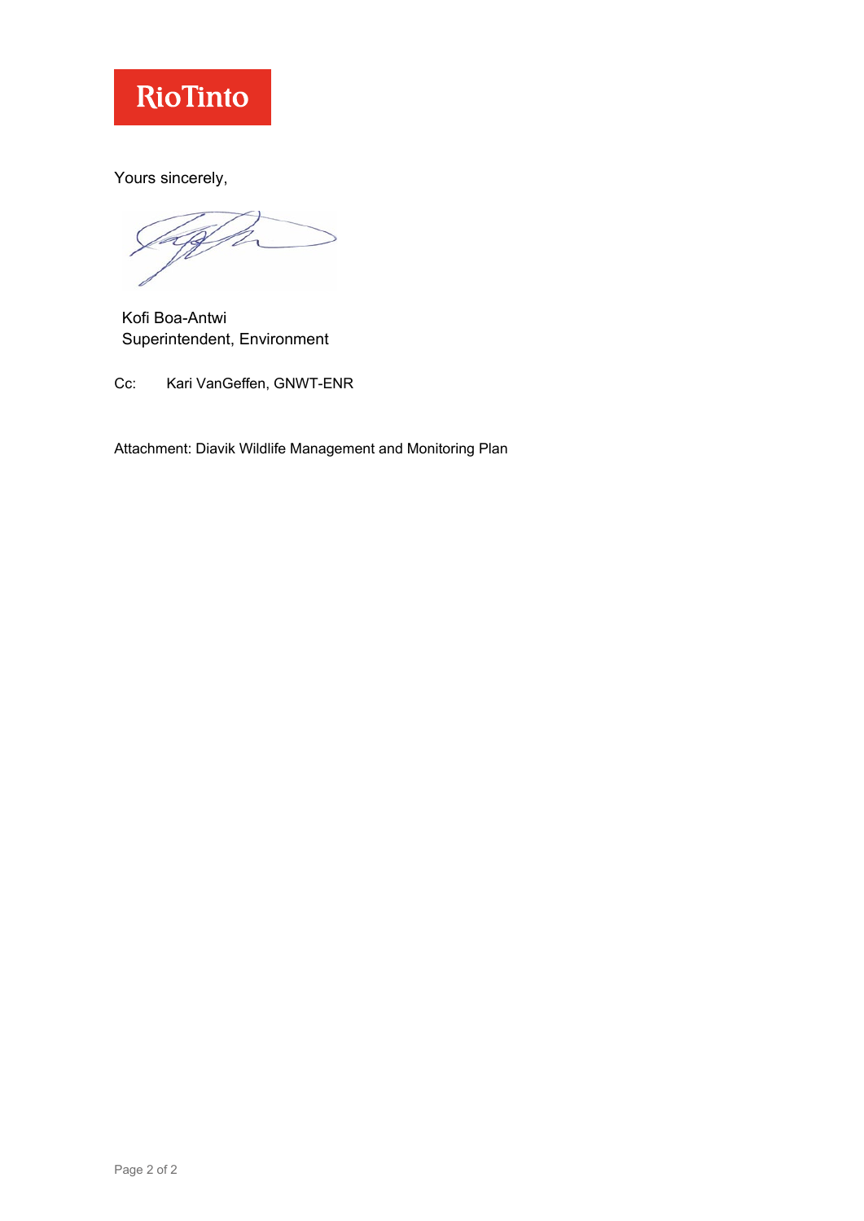Rio Tinto

Yours sincerely,

Kofi Boa-Antwi
Superintendent, Environment

Cc: Kari VanGeffen, GNWT-ENR

Attachment: Diavik Wildlife Management and Monitoring Plan